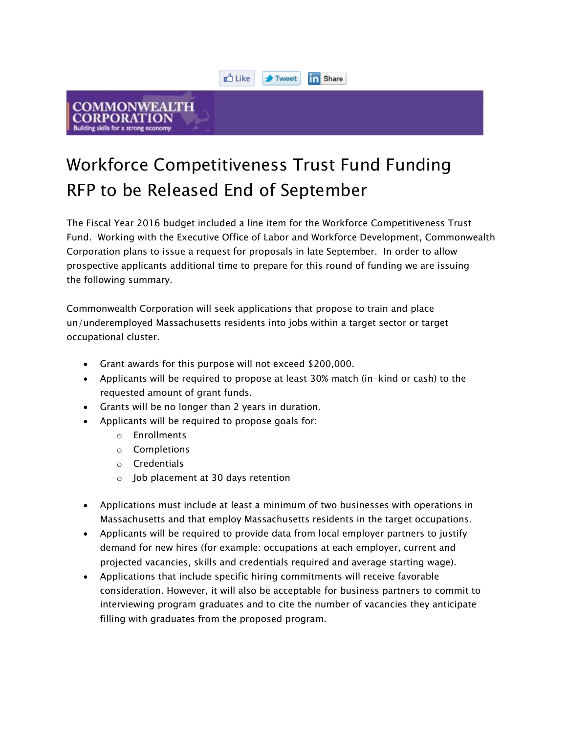Like Tweet Share

COMMONWEALTH CORPORATION
Building skills for a strong economy.

# Workforce Competitiveness Trust Fund Funding RFP to be Released End of September

The Fiscal Year 2016 budget included a line item for the Workforce Competitiveness Trust Fund. Working with the Executive Office of Labor and Workforce Development, Commonwealth Corporation plans to issue a request for proposals in late September. In order to allow prospective applicants additional time to prepare for this round of funding we are issuing the following summary.

Commonwealth Corporation will seek applications that propose to train and place un/underemployed Massachusetts residents into jobs within a target sector or target occupational cluster.

- Grant awards for this purpose will not exceed $200,000.
- Applicants will be required to propose at least 30% match (in-kind or cash) to the requested amount of grant funds.
- Grants will be no longer than 2 years in duration.
- Applicants will be required to propose goals for:
  - Enrollments
  - Completions
  - Credentials
  - Job placement at 30 days retention

- Applications must include at least a minimum of two businesses with operations in Massachusetts and that employ Massachusetts residents in the target occupations.
- Applicants will be required to provide data from local employer partners to justify demand for new hires (for example: occupations at each employer, current and projected vacancies, skills and credentials required and average starting wage).
- Applications that include specific hiring commitments will receive favorable consideration. However, it will also be acceptable for business partners to commit to interviewing program graduates and to cite the number of vacancies they anticipate filling with graduates from the proposed program.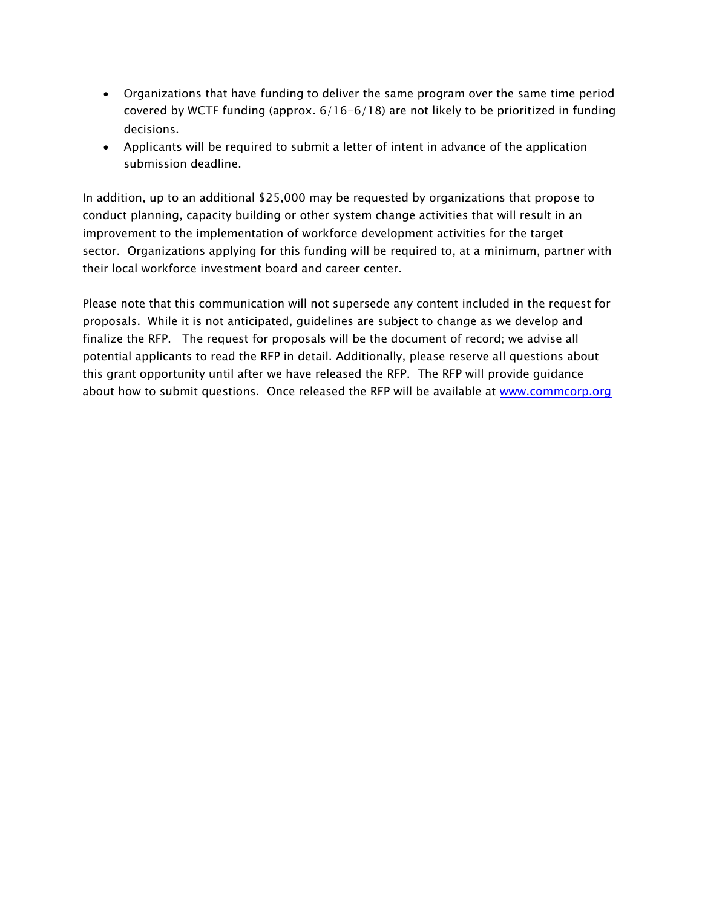- Organizations that have funding to deliver the same program over the same time period covered by WCTF funding (approx. 6/16-6/18) are not likely to be prioritized in funding decisions.
- Applicants will be required to submit a letter of intent in advance of the application submission deadline.

In addition, up to an additional $25,000 may be requested by organizations that propose to conduct planning, capacity building or other system change activities that will result in an improvement to the implementation of workforce development activities for the target sector. Organizations applying for this funding will be required to, at a minimum, partner with their local workforce investment board and career center.

Please note that this communication will not supersede any content included in the request for proposals. While it is not anticipated, guidelines are subject to change as we develop and finalize the RFP. The request for proposals will be the document of record; we advise all potential applicants to read the RFP in detail. Additionally, please reserve all questions about this grant opportunity until after we have released the RFP. The RFP will provide guidance about how to submit questions. Once released the RFP will be available at [www.commcorp.org](http://www.commcorp.org)